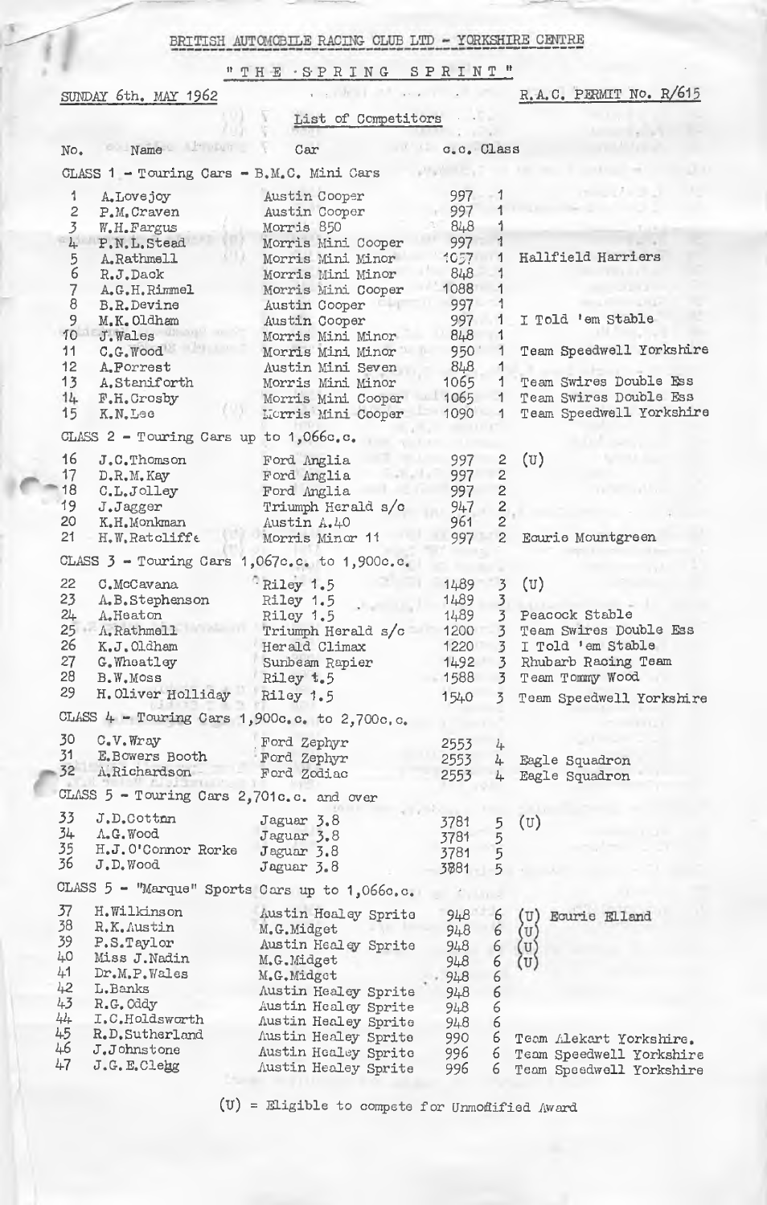BRITISH AUTOMOBILE RACING CLUB LTD - YORKSHIRE CENTRE

# "THE SPRING SPRINT"

SUNDAY 6th. MAY 1962

R.A.C. PERMIT No. R/615

## List of Competitors

| No. | Name | Car | c.c. | Class | |
|---|---|---|---|---|---|
| **CLASS 1 - Touring Cars - B.M.C. Mini Cars** | | | | | |
| 1 | A.Lovejoy | Austin Cooper | 997 | 1 | |
| 2 | P.M.Craven | Austin Cooper | 997 | 1 | |
| 3 | W.H.Fargus | Morris 850 | 848 | 1 | |
| 4 | P.N.L.Stead | Morris Mini Cooper | 997 | 1 | |
| 5 | A.Rathmell | Morris Mini Minor | 1057 | 1 | Hallfield Harriers |
| 6 | R.J.Dack | Morris Mini Minor | 848 | 1 | |
| 7 | A.G.H.Rimmel | Morris Mini Cooper | 1088 | 1 | |
| 8 | B.R.Devine | Austin Cooper | 997 | 1 | |
| 9 | M.K.Oldham | Austin Cooper | 997 | 1 | I Told 'em Stable |
| 10 | J.Wales | Morris Mini Minor | 848 | 1 | |
| 11 | C.G.Wood | Morris Mini Minor | 950 | 1 | Team Speedwell Yorkshire |
| 12 | A.Forrest | Austin Mini Seven | 848 | 1 | |
| 13 | A.Staniforth | Morris Mini Minor | 1065 | 1 | Team Swires Double Ess |
| 14 | F.H.Crosby | Morris Mini Cooper | 1065 | 1 | Team Swires Double Ess |
| 15 | K.N.Lee | Morris Mini Cooper | 1090 | 1 | Team Speedwell Yorkshire |
| **CLASS 2 - Touring Cars up to 1,066c.c.** | | | | | |
| 16 | J.C.Thomson | Ford Anglia | 997 | 2 | (U) |
| 17 | D.R.M.Kay | Ford Anglia | 997 | 2 | |
| 18 | C.L.Jolley | Ford Anglia | 997 | 2 | |
| 19 | J.Jagger | Triumph Herald s/c | 947 | 2 | |
| 20 | K.H.Monkman | Austin A.40 | 961 | 2 | |
| 21 | H.W.Ratcliffe | Morris Minor 11 | 997 | 2 | Ecurie Mountgreen |
| **CLASS 3 - Touring Cars 1,067c.c. to 1,900c.c.** | | | | | |
| 22 | C.McCavana | Riley 1.5 | 1489 | 3 | (U) |
| 23 | A.B.Stephenson | Riley 1.5 | 1489 | 3 | |
| 24 | A.Heaton | Riley 1.5 | 1489 | 3 | Peacock Stable |
| 25 | A.Rathmell | Triumph Herald s/c | 1200 | 3 | Team Swires Double Ess |
| 26 | K.J.Oldham | Herald Climax | 1220 | 3 | I Told 'em Stable |
| 27 | G.Wheatley | Sunbeam Rapier | 1492 | 3 | Rhubarb Racing Team |
| 28 | B.W.Moss | Riley 1.5 | 1588 | 3 | Team Tommy Wood |
| 29 | H.Oliver Holliday | Riley 1.5 | 1540 | 3 | Team Speedwell Yorkshire |
| **CLASS 4 - Touring Cars 1,900c.c. to 2,700c.c.** | | | | | |
| 30 | C.V.Wray | Ford Zephyr | 2553 | 4 | |
| 31 | E.Bowers Booth | Ford Zephyr | 2553 | 4 | Eagle Squadron |
| 32 | A.Richardson | Ford Zodiac | 2553 | 4 | Eagle Squadron |
| **CLASS 5 - Touring Cars 2,701c.c. and over** | | | | | |
| 33 | J.D.Cotton | Jaguar 3.8 | 3781 | 5 | (U) |
| 34 | A.G.Wood | Jaguar 3.8 | 3781 | 5 | |
| 35 | H.J.O'Connor Rorke | Jaguar 3.8 | 3781 | 5 | |
| 36 | J.D.Wood | Jaguar 3.8 | 3881 | 5 | |
| **CLASS 5 - "Marque" Sports Cars up to 1,066c.c.** | | | | | |
| 37 | H.Wilkinson | Austin Healey Sprite | 948 | 6 | (U) Ecurie Elland |
| 38 | R.K.Austin | M.G.Midget | 948 | 6 | (U) |
| 39 | P.S.Taylor | Austin Healey Sprite | 948 | 6 | (U) |
| 40 | Miss J.Nadin | M.G.Midget | 948 | 6 | (U) |
| 41 | Dr.M.P.Wales | M.G.Midget | 948 | 6 | |
| 42 | L.Banks | Austin Healey Sprite | 948 | 6 | |
| 43 | R.G.Oddy | Austin Healey Sprite | 948 | 6 | |
| 44 | I.C.Holdsworth | Austin Healey Sprite | 948 | 6 | |
| 45 | R.D.Sutherland | Austin Healey Sprite | 990 | 6 | Team Alekart Yorkshire. |
| 46 | J.Johnstone | Austin Healey Sprite | 996 | 6 | Team Speedwell Yorkshire |
| 47 | J.G.E.Clegg | Austin Healey Sprite | 996 | 6 | Team Speedwell Yorkshire |

(U) = Eligible to compete for Unmodified Award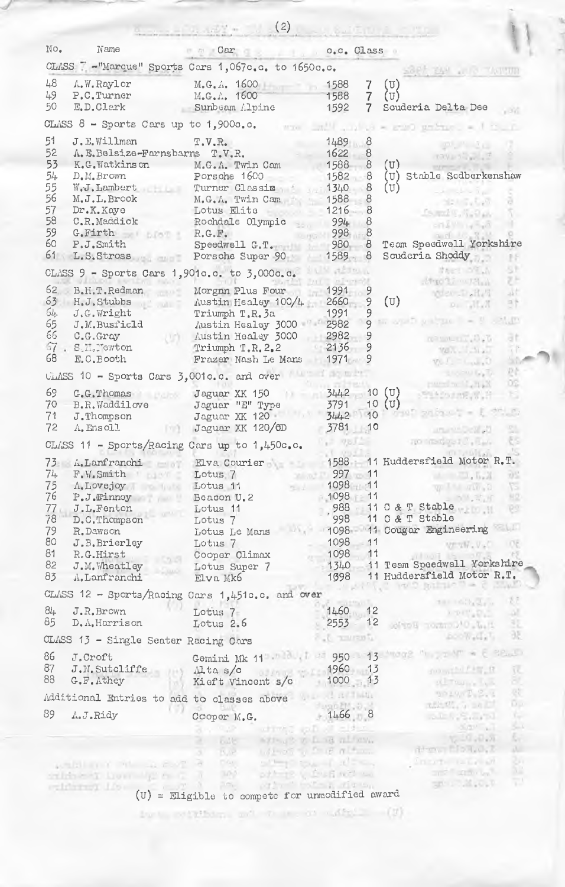| No. | Name | Car | c.c. | Class | |
|---|---|---|---|---|---|
| CLASS 7 - "Marque" Sports Cars 1,067c.c. to 1650c.c. | | | | | |
| 48 | A.W.Raylor | M.G.A. 1600 | 1588 | 7 | (U) |
| 49 | P.C.Turner | M.G.A. 1600 | 1588 | 7 | (U) |
| 50 | E.D.Clark | Sunbeam Alpine | 1592 | 7 | Scuderia Delta Dee |
| CLASS 8 - Sports Cars up to 1,900c.c. | | | | | |
| 51 | J.E.Willman | T.V.R. | 1489 | 8 | |
| 52 | A.E.Belsize-Farnsbarns | T.V.R. | 1622 | 8 | |
| 53 | K.G.Watkinson | M.G.A. Twin Cam | 1588 | 8 | (U) |
| 54 | D.M.Brown | Porsche 1600 | 1582 | 8 | (U) Stable Sedberkenshaw |
| 55 | W.J.Lambert | Turner Classis | 1340 | 8 | (U) |
| 56 | M.J.L.Brook | M.G.A. Twin Cam | 1588 | 8 | |
| 57 | Dr.K.Kaye | Lotus Elite | 1216 | 8 | |
| 58 | C.R.Maddick | Rochdale Olympic | 994 | 8 | |
| 59 | G.Firth | R.G.F. | 998 | 8 | |
| 60 | P.J.Smith | Speedwell G.T. | 980 | 8 | Team Speedwell Yorkshire |
| 61 | L.S.Stross | Porsche Super 90 | 1589 | 8 | Scuderia Shoddy |
| CLASS 9 - Sports Cars 1,901c.c. to 3,000c.c. | | | | | |
| 62 | B.H.T.Redman | Morgan Plus Four | 1991 | 9 | |
| 63 | H.J.Stubbs | Austin Healey 100/4 | 2660 | 9 | (U) |
| 64 | J.G.Wright | Triumph T.R.3a | 1991 | 9 | |
| 65 | J.M.Busfield | Austin Healey 3000 | 2982 | 9 | |
| 66 | C.G.Gray | Austin Healey 3000 | 2982 | 9 | |
| 67 | S.H.Newton | Triumph T.R.2.2 | 2136 | 9 | |
| 68 | E.C.Booth | Frazer Nash Le Mans | 1971 | 9 | |
| CLASS 10 - Sports Cars 3,001c.c. and over | | | | | |
| 69 | G.G.Thomas | Jaguar XK 150 | 3442 | 10 | (U) |
| 70 | B.R.Waddilove | Jaguar "E" Type | 3791 | 10 | (U) |
| 71 | J.Thompson | Jaguar XK 120 | 3442 | 10 | |
| 72 | A.Ensoll | Jaguar XK 120/ED | 3781 | 10 | |
| CLASS 11 - Sports/Racing Cars up to 1,450c.c. | | | | | |
| 73 | A.Lanfranchi | Elva Courier | 1588 | 11 | Huddersfield Motor R.T. |
| 74 | F.W.Smith | Lotus 7 | 997 | 11 | |
| 75 | A.Lovejoy | Lotus 11 | 1098 | 11 | |
| 76 | P.J.Finney | Beacon U.2 | 1098 | 11 | |
| 77 | J.L.Fenton | Lotus 11 | 988 | 11 | C & T Stable |
| 78 | D.C.Thompson | Lotus 7 | 998 | 11 | C & T Stable |
| 79 | R.Dawson | Lotus Le Mans | 1098 | 11 | Cougar Engineering |
| 80 | J.B.Brierley | Lotus 7 | 1098 | 11 | |
| 81 | R.G.Hirst | Cooper Climax | 1098 | 11 | |
| 82 | J.M.Wheatley | Lotus Super 7 | 1340 | 11 | Team Speedwell Yorkshire |
| 83 | A.Lanfranchi | Elva Mk6 | 1098 | 11 | Huddersfield Motor R.T. |
| CLASS 12 - Sports/Racing Cars 1,451c.c. and over | | | | | |
| 84 | J.R.Brown | Lotus 7 | 1460 | 12 | |
| 85 | D.A.Harrison | Lotus 2.6 | 2553 | 12 | |
| CLASS 13 - Single Seater Racing Cars | | | | | |
| 86 | J.Croft | Gemini Mk 11 | 950 | 13 | |
| 87 | J.N.Sutcliffe | Alta s/c | 1960 | 13 | |
| 88 | G.F.Athey | Kieft Vincent s/c | 1000 | 13 | |
| Additional Entries to add to classes above | | | | | |
| 89 | A.J.Ridy | Cooper M.G. | 1466 | 8 | |

(U) = Eligible to compete for unmodified award